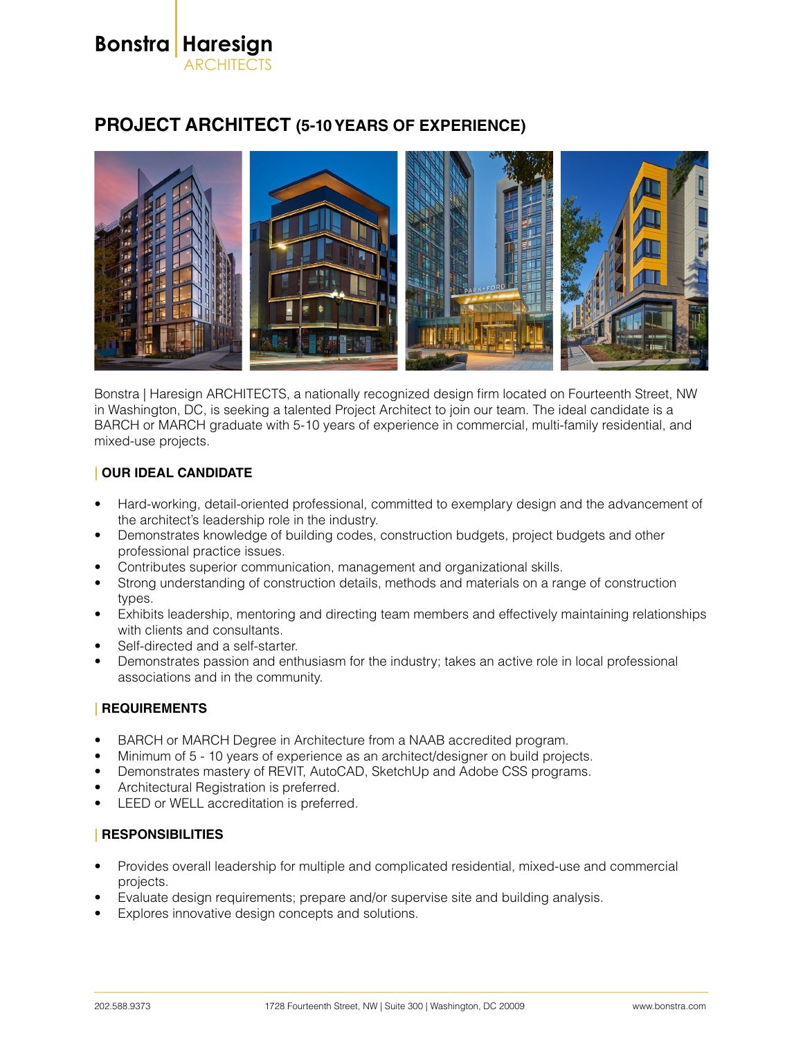Bonstra | Haresign
ARCHITECTS

# PROJECT ARCHITECT (5-10 YEARS OF EXPERIENCE)

Bonstra | Haresign ARCHITECTS, a nationally recognized design firm located on Fourteenth Street, NW in Washington, DC, is seeking a talented Project Architect to join our team. The ideal candidate is a BARCH or MARCH graduate with 5-10 years of experience in commercial, multi-family residential, and mixed-use projects.

## | OUR IDEAL CANDIDATE

- Hard-working, detail-oriented professional, committed to exemplary design and the advancement of the architect's leadership role in the industry.
- Demonstrates knowledge of building codes, construction budgets, project budgets and other professional practice issues.
- Contributes superior communication, management and organizational skills.
- Strong understanding of construction details, methods and materials on a range of construction types.
- Exhibits leadership, mentoring and directing team members and effectively maintaining relationships with clients and consultants.
- Self-directed and a self-starter.
- Demonstrates passion and enthusiasm for the industry; takes an active role in local professional associations and in the community.

## | REQUIREMENTS

- BARCH or MARCH Degree in Architecture from a NAAB accredited program.
- Minimum of 5 - 10 years of experience as an architect/designer on build projects.
- Demonstrates mastery of REVIT, AutoCAD, SketchUp and Adobe CSS programs.
- Architectural Registration is preferred.
- LEED or WELL accreditation is preferred.

## | RESPONSIBILITIES

- Provides overall leadership for multiple and complicated residential, mixed-use and commercial projects.
- Evaluate design requirements; prepare and/or supervise site and building analysis.
- Explores innovative design concepts and solutions.

202.588.9373 | 1728 Fourteenth Street, NW | Suite 300 | Washington, DC 20009 | www.bonstra.com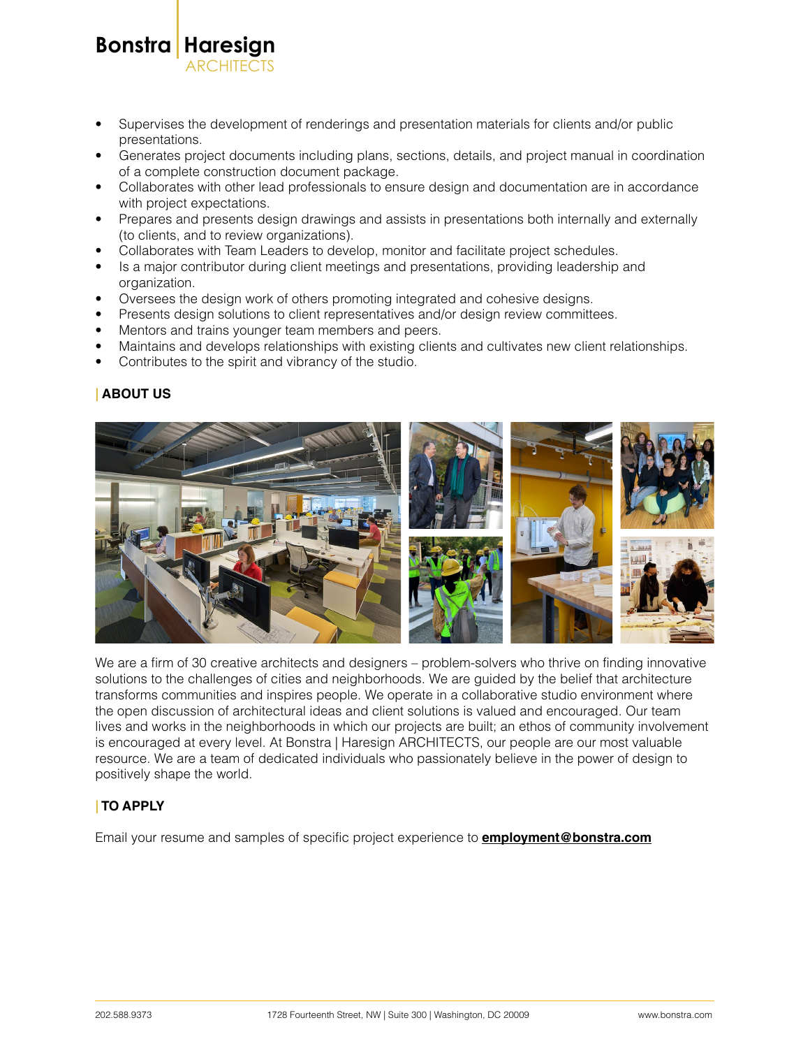- Supervises the development of renderings and presentation materials for clients and/or public presentations.
- Generates project documents including plans, sections, details, and project manual in coordination of a complete construction document package.
- Collaborates with other lead professionals to ensure design and documentation are in accordance with project expectations.
- Prepares and presents design drawings and assists in presentations both internally and externally (to clients, and to review organizations).
- Collaborates with Team Leaders to develop, monitor and facilitate project schedules.
- Is a major contributor during client meetings and presentations, providing leadership and organization.
- Oversees the design work of others promoting integrated and cohesive designs.
- Presents design solutions to client representatives and/or design review committees.
- Mentors and trains younger team members and peers.
- Maintains and develops relationships with existing clients and cultivates new client relationships.
- Contributes to the spirit and vibrancy of the studio.

## | ABOUT US

We are a firm of 30 creative architects and designers – problem-solvers who thrive on finding innovative solutions to the challenges of cities and neighborhoods. We are guided by the belief that architecture transforms communities and inspires people. We operate in a collaborative studio environment where the open discussion of architectural ideas and client solutions is valued and encouraged. Our team lives and works in the neighborhoods in which our projects are built; an ethos of community involvement is encouraged at every level. At Bonstra | Haresign ARCHITECTS, our people are our most valuable resource. We are a team of dedicated individuals who passionately believe in the power of design to positively shape the world.

## | TO APPLY

Email your resume and samples of specific project experience to **employment@bonstra.com**

202.588.9373 1728 Fourteenth Street, NW | Suite 300 | Washington, DC 20009 www.bonstra.com